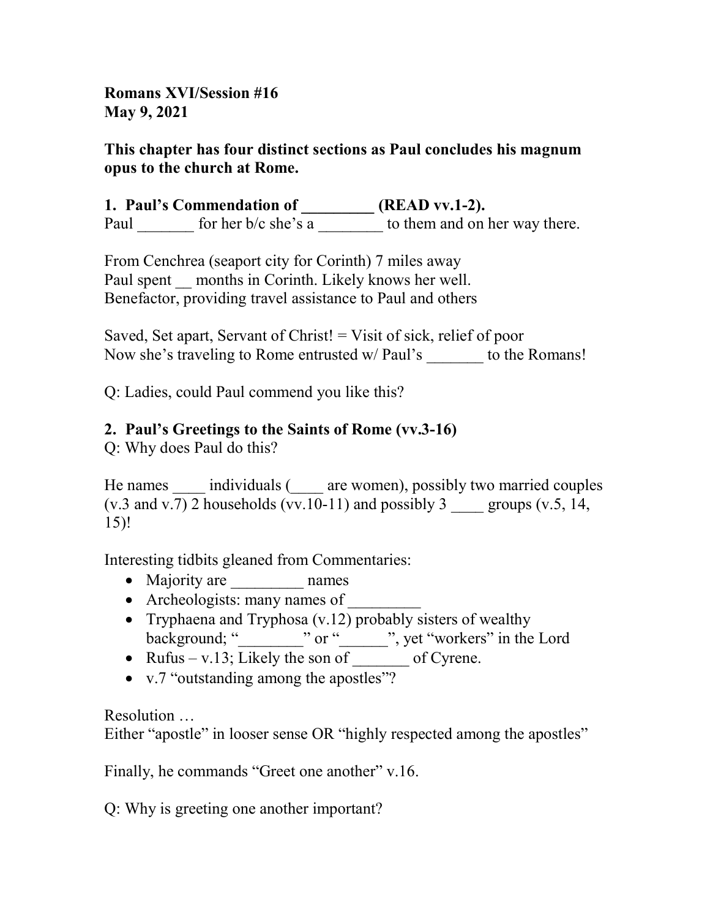**Romans XVI/Session #16**
**May 9, 2021**

**This chapter has four distinct sections as Paul concludes his magnum opus to the church at Rome.**

**1. Paul's Commendation of _________ (READ vv.1-2).**
Paul _______ for her b/c she's a ________ to them and on her way there.

From Cenchrea (seaport city for Corinth) 7 miles away
Paul spent __ months in Corinth. Likely knows her well.
Benefactor, providing travel assistance to Paul and others

Saved, Set apart, Servant of Christ! = Visit of sick, relief of poor
Now she's traveling to Rome entrusted w/ Paul's _______ to the Romans!

Q: Ladies, could Paul commend you like this?

**2. Paul's Greetings to the Saints of Rome (vv.3-16)**
Q: Why does Paul do this?

He names ____ individuals (____ are women), possibly two married couples (v.3 and v.7) 2 households (vv.10-11) and possibly 3 ____ groups (v.5, 14, 15)!

Interesting tidbits gleaned from Commentaries:

- Majority are _________ names
- Archeologists: many names of _________
- Tryphaena and Tryphosa (v.12) probably sisters of wealthy background; "________" or "______", yet "workers" in the Lord
- Rufus – v.13; Likely the son of _______ of Cyrene.
- v.7 "outstanding among the apostles"?

Resolution …
Either "apostle" in looser sense OR "highly respected among the apostles"

Finally, he commands "Greet one another" v.16.

Q: Why is greeting one another important?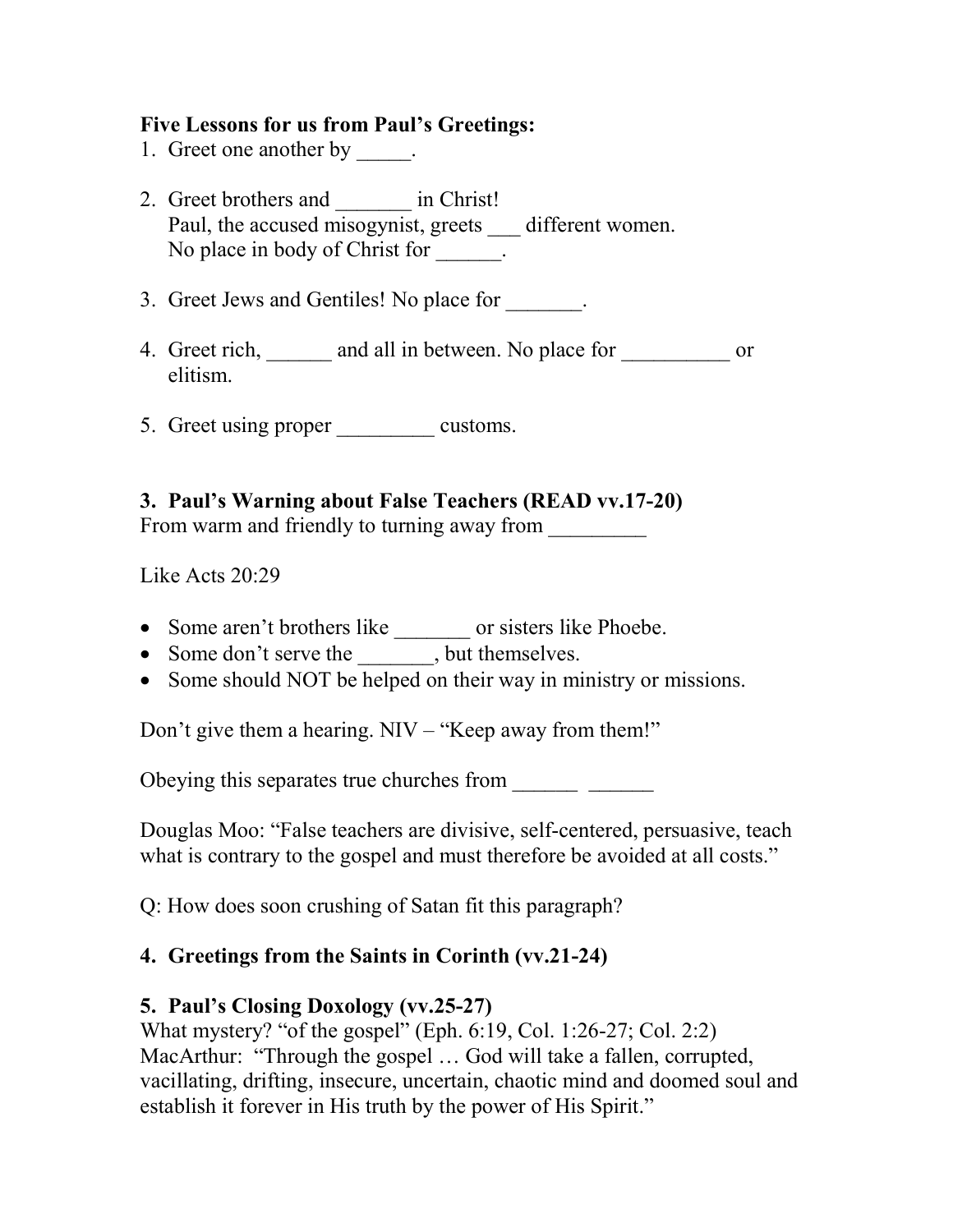**Five Lessons for us from Paul's Greetings:**

1. Greet one another by _____.

2. Greet brothers and _______ in Christ!
   Paul, the accused misogynist, greets ___ different women.
   No place in body of Christ for ______.

3. Greet Jews and Gentiles! No place for _______.

4. Greet rich, ______ and all in between. No place for __________ or elitism.

5. Greet using proper _________ customs.

**3. Paul's Warning about False Teachers (READ vv.17-20)**

From warm and friendly to turning away from _________

Like Acts 20:29

- Some aren't brothers like _______ or sisters like Phoebe.
- Some don't serve the _______, but themselves.
- Some should NOT be helped on their way in ministry or missions.

Don't give them a hearing. NIV – "Keep away from them!"

Obeying this separates true churches from ______ ______

Douglas Moo: "False teachers are divisive, self-centered, persuasive, teach what is contrary to the gospel and must therefore be avoided at all costs."

Q: How does soon crushing of Satan fit this paragraph?

**4. Greetings from the Saints in Corinth (vv.21-24)**

**5. Paul's Closing Doxology (vv.25-27)**

What mystery? "of the gospel" (Eph. 6:19, Col. 1:26-27; Col. 2:2)

MacArthur: "Through the gospel … God will take a fallen, corrupted, vacillating, drifting, insecure, uncertain, chaotic mind and doomed soul and establish it forever in His truth by the power of His Spirit."